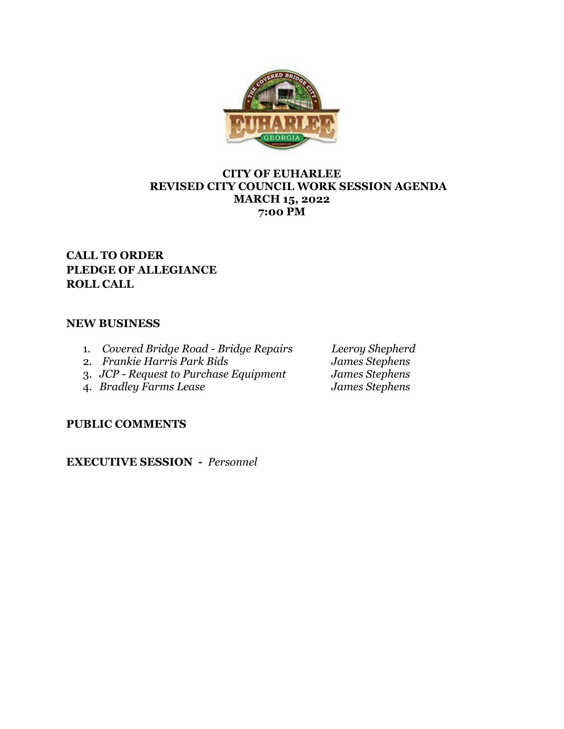**CITY OF EUHARLEE**
**REVISED CITY COUNCIL WORK SESSION AGENDA**
**MARCH 15, 2022**
**7:00 PM**

**CALL TO ORDER**
**PLEDGE OF ALLEGIANCE**
**ROLL CALL**

**NEW BUSINESS**

1. *Covered Bridge Road - Bridge Repairs* — *Leeroy Shepherd*
2. *Frankie Harris Park Bids* — *James Stephens*
3. *JCP - Request to Purchase Equipment* — *James Stephens*
4. *Bradley Farms Lease* — *James Stephens*

**PUBLIC COMMENTS**

**EXECUTIVE SESSION -** *Personnel*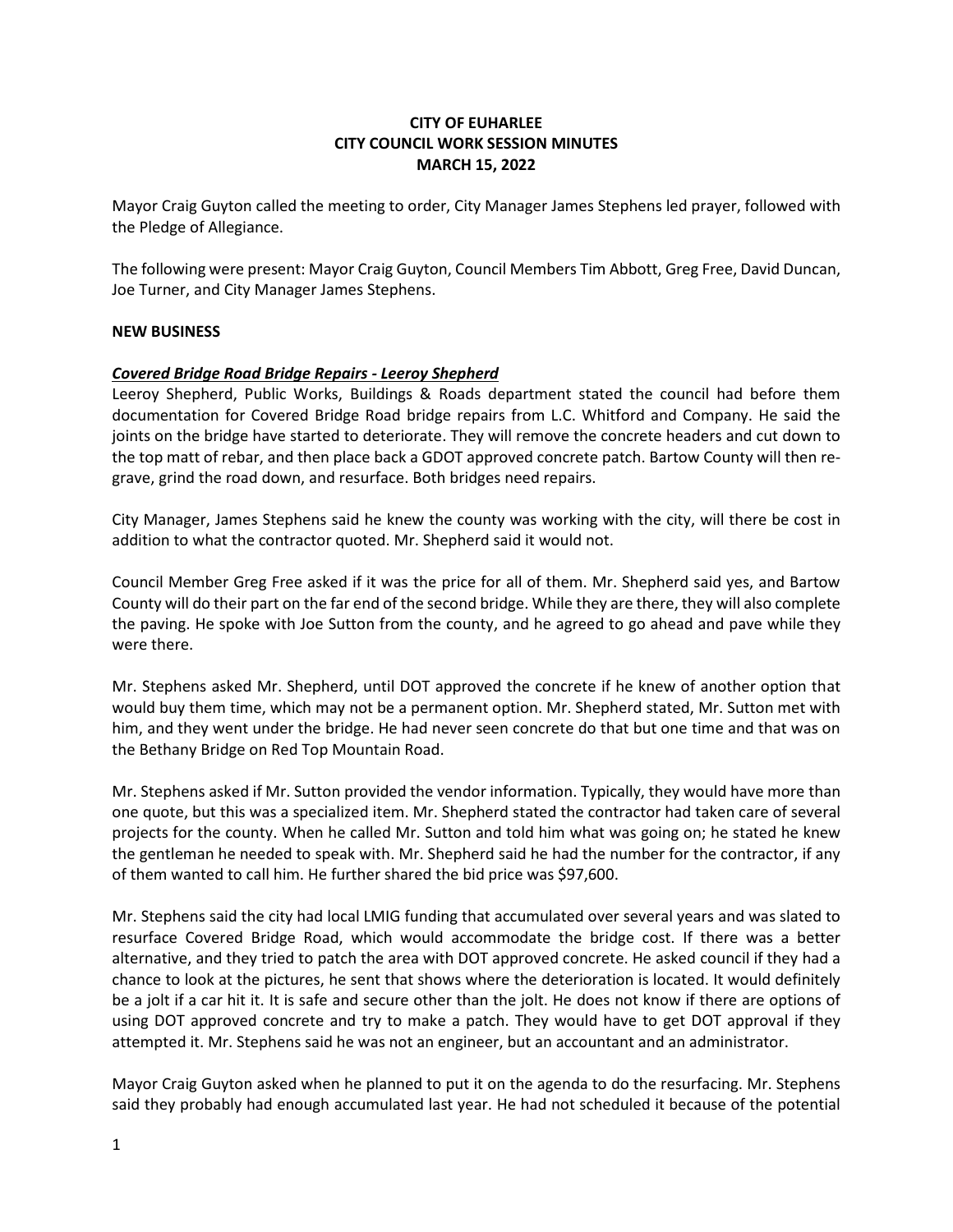**CITY OF EUHARLEE**
**CITY COUNCIL WORK SESSION MINUTES**
**MARCH 15, 2022**

Mayor Craig Guyton called the meeting to order, City Manager James Stephens led prayer, followed with the Pledge of Allegiance.

The following were present: Mayor Craig Guyton, Council Members Tim Abbott, Greg Free, David Duncan, Joe Turner, and City Manager James Stephens.

**NEW BUSINESS**

***Covered Bridge Road Bridge Repairs - Leeroy Shepherd***

Leeroy Shepherd, Public Works, Buildings & Roads department stated the council had before them documentation for Covered Bridge Road bridge repairs from L.C. Whitford and Company. He said the joints on the bridge have started to deteriorate. They will remove the concrete headers and cut down to the top matt of rebar, and then place back a GDOT approved concrete patch. Bartow County will then re-grave, grind the road down, and resurface. Both bridges need repairs.

City Manager, James Stephens said he knew the county was working with the city, will there be cost in addition to what the contractor quoted. Mr. Shepherd said it would not.

Council Member Greg Free asked if it was the price for all of them. Mr. Shepherd said yes, and Bartow County will do their part on the far end of the second bridge. While they are there, they will also complete the paving. He spoke with Joe Sutton from the county, and he agreed to go ahead and pave while they were there.

Mr. Stephens asked Mr. Shepherd, until DOT approved the concrete if he knew of another option that would buy them time, which may not be a permanent option. Mr. Shepherd stated, Mr. Sutton met with him, and they went under the bridge. He had never seen concrete do that but one time and that was on the Bethany Bridge on Red Top Mountain Road.

Mr. Stephens asked if Mr. Sutton provided the vendor information. Typically, they would have more than one quote, but this was a specialized item. Mr. Shepherd stated the contractor had taken care of several projects for the county. When he called Mr. Sutton and told him what was going on; he stated he knew the gentleman he needed to speak with. Mr. Shepherd said he had the number for the contractor, if any of them wanted to call him. He further shared the bid price was $97,600.

Mr. Stephens said the city had local LMIG funding that accumulated over several years and was slated to resurface Covered Bridge Road, which would accommodate the bridge cost. If there was a better alternative, and they tried to patch the area with DOT approved concrete. He asked council if they had a chance to look at the pictures, he sent that shows where the deterioration is located. It would definitely be a jolt if a car hit it. It is safe and secure other than the jolt. He does not know if there are options of using DOT approved concrete and try to make a patch. They would have to get DOT approval if they attempted it. Mr. Stephens said he was not an engineer, but an accountant and an administrator.

Mayor Craig Guyton asked when he planned to put it on the agenda to do the resurfacing. Mr. Stephens said they probably had enough accumulated last year. He had not scheduled it because of the potential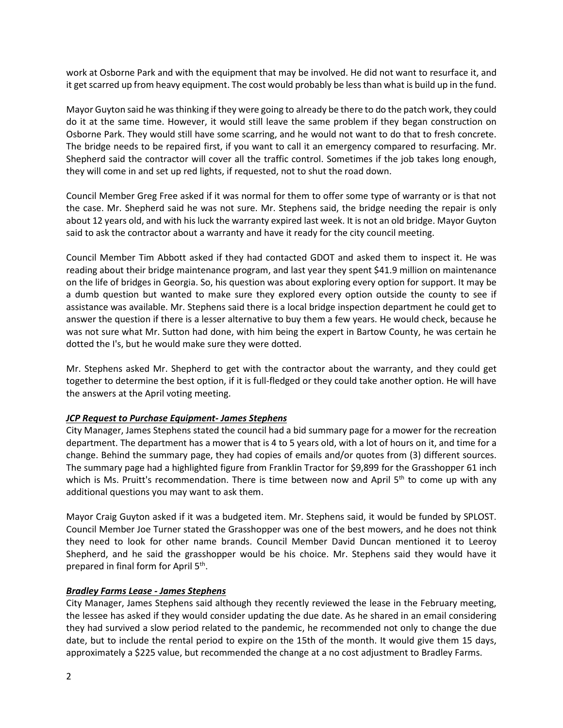work at Osborne Park and with the equipment that may be involved. He did not want to resurface it, and it get scarred up from heavy equipment. The cost would probably be less than what is build up in the fund.

Mayor Guyton said he was thinking if they were going to already be there to do the patch work, they could do it at the same time. However, it would still leave the same problem if they began construction on Osborne Park. They would still have some scarring, and he would not want to do that to fresh concrete. The bridge needs to be repaired first, if you want to call it an emergency compared to resurfacing. Mr. Shepherd said the contractor will cover all the traffic control. Sometimes if the job takes long enough, they will come in and set up red lights, if requested, not to shut the road down.

Council Member Greg Free asked if it was normal for them to offer some type of warranty or is that not the case. Mr. Shepherd said he was not sure. Mr. Stephens said, the bridge needing the repair is only about 12 years old, and with his luck the warranty expired last week. It is not an old bridge. Mayor Guyton said to ask the contractor about a warranty and have it ready for the city council meeting.

Council Member Tim Abbott asked if they had contacted GDOT and asked them to inspect it. He was reading about their bridge maintenance program, and last year they spent $41.9 million on maintenance on the life of bridges in Georgia. So, his question was about exploring every option for support. It may be a dumb question but wanted to make sure they explored every option outside the county to see if assistance was available. Mr. Stephens said there is a local bridge inspection department he could get to answer the question if there is a lesser alternative to buy them a few years. He would check, because he was not sure what Mr. Sutton had done, with him being the expert in Bartow County, he was certain he dotted the I's, but he would make sure they were dotted.

Mr. Stephens asked Mr. Shepherd to get with the contractor about the warranty, and they could get together to determine the best option, if it is full-fledged or they could take another option. He will have the answers at the April voting meeting.

***JCP Request to Purchase Equipment- James Stephens***

City Manager, James Stephens stated the council had a bid summary page for a mower for the recreation department. The department has a mower that is 4 to 5 years old, with a lot of hours on it, and time for a change. Behind the summary page, they had copies of emails and/or quotes from (3) different sources. The summary page had a highlighted figure from Franklin Tractor for $9,899 for the Grasshopper 61 inch which is Ms. Pruitt's recommendation. There is time between now and April 5th to come up with any additional questions you may want to ask them.

Mayor Craig Guyton asked if it was a budgeted item. Mr. Stephens said, it would be funded by SPLOST. Council Member Joe Turner stated the Grasshopper was one of the best mowers, and he does not think they need to look for other name brands. Council Member David Duncan mentioned it to Leeroy Shepherd, and he said the grasshopper would be his choice. Mr. Stephens said they would have it prepared in final form for April 5th.

***Bradley Farms Lease - James Stephens***

City Manager, James Stephens said although they recently reviewed the lease in the February meeting, the lessee has asked if they would consider updating the due date. As he shared in an email considering they had survived a slow period related to the pandemic, he recommended not only to change the due date, but to include the rental period to expire on the 15th of the month. It would give them 15 days, approximately a $225 value, but recommended the change at a no cost adjustment to Bradley Farms.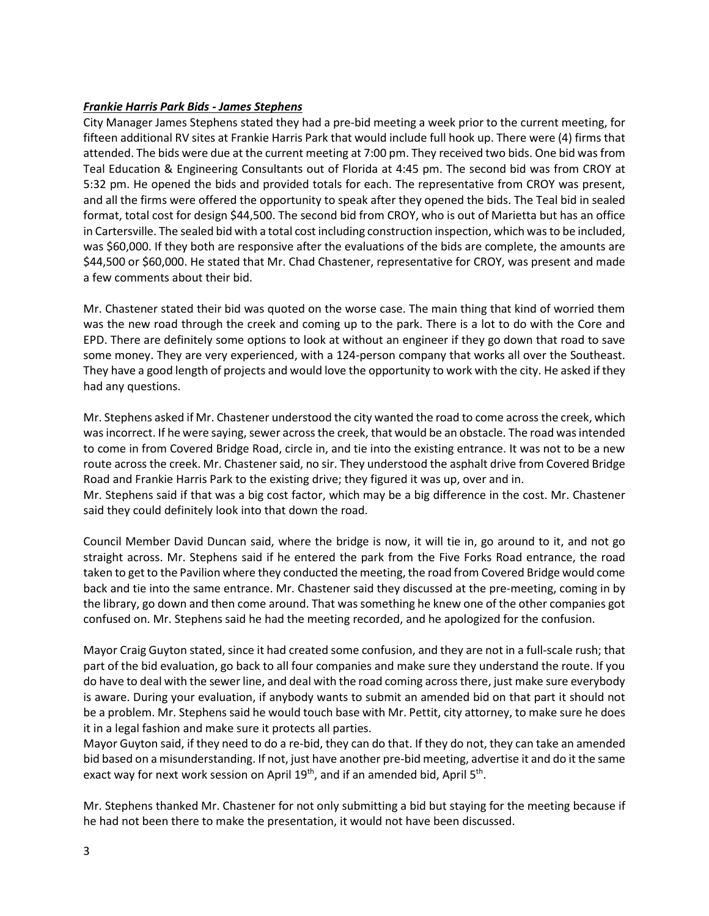***Frankie Harris Park Bids - James Stephens***

City Manager James Stephens stated they had a pre-bid meeting a week prior to the current meeting, for fifteen additional RV sites at Frankie Harris Park that would include full hook up. There were (4) firms that attended. The bids were due at the current meeting at 7:00 pm. They received two bids. One bid was from Teal Education & Engineering Consultants out of Florida at 4:45 pm. The second bid was from CROY at 5:32 pm. He opened the bids and provided totals for each. The representative from CROY was present, and all the firms were offered the opportunity to speak after they opened the bids. The Teal bid in sealed format, total cost for design $44,500. The second bid from CROY, who is out of Marietta but has an office in Cartersville. The sealed bid with a total cost including construction inspection, which was to be included, was $60,000. If they both are responsive after the evaluations of the bids are complete, the amounts are $44,500 or $60,000. He stated that Mr. Chad Chastener, representative for CROY, was present and made a few comments about their bid.

Mr. Chastener stated their bid was quoted on the worse case. The main thing that kind of worried them was the new road through the creek and coming up to the park. There is a lot to do with the Core and EPD. There are definitely some options to look at without an engineer if they go down that road to save some money. They are very experienced, with a 124-person company that works all over the Southeast. They have a good length of projects and would love the opportunity to work with the city. He asked if they had any questions.

Mr. Stephens asked if Mr. Chastener understood the city wanted the road to come across the creek, which was incorrect. If he were saying, sewer across the creek, that would be an obstacle. The road was intended to come in from Covered Bridge Road, circle in, and tie into the existing entrance. It was not to be a new route across the creek. Mr. Chastener said, no sir. They understood the asphalt drive from Covered Bridge Road and Frankie Harris Park to the existing drive; they figured it was up, over and in.
Mr. Stephens said if that was a big cost factor, which may be a big difference in the cost. Mr. Chastener said they could definitely look into that down the road.

Council Member David Duncan said, where the bridge is now, it will tie in, go around to it, and not go straight across. Mr. Stephens said if he entered the park from the Five Forks Road entrance, the road taken to get to the Pavilion where they conducted the meeting, the road from Covered Bridge would come back and tie into the same entrance. Mr. Chastener said they discussed at the pre-meeting, coming in by the library, go down and then come around. That was something he knew one of the other companies got confused on. Mr. Stephens said he had the meeting recorded, and he apologized for the confusion.

Mayor Craig Guyton stated, since it had created some confusion, and they are not in a full-scale rush; that part of the bid evaluation, go back to all four companies and make sure they understand the route. If you do have to deal with the sewer line, and deal with the road coming across there, just make sure everybody is aware. During your evaluation, if anybody wants to submit an amended bid on that part it should not be a problem. Mr. Stephens said he would touch base with Mr. Pettit, city attorney, to make sure he does it in a legal fashion and make sure it protects all parties.
Mayor Guyton said, if they need to do a re-bid, they can do that. If they do not, they can take an amended bid based on a misunderstanding. If not, just have another pre-bid meeting, advertise it and do it the same exact way for next work session on April 19th, and if an amended bid, April 5th.

Mr. Stephens thanked Mr. Chastener for not only submitting a bid but staying for the meeting because if he had not been there to make the presentation, it would not have been discussed.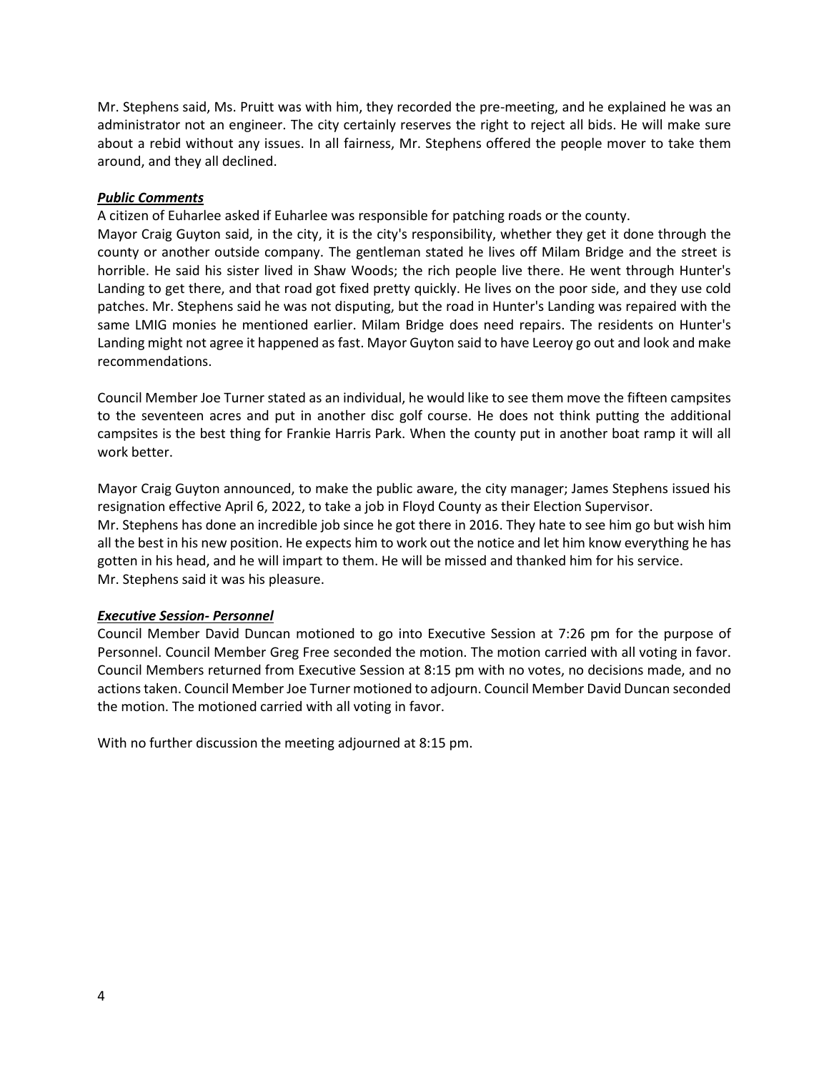Mr. Stephens said, Ms. Pruitt was with him, they recorded the pre-meeting, and he explained he was an administrator not an engineer. The city certainly reserves the right to reject all bids. He will make sure about a rebid without any issues. In all fairness, Mr. Stephens offered the people mover to take them around, and they all declined.

***Public Comments***

A citizen of Euharlee asked if Euharlee was responsible for patching roads or the county.

Mayor Craig Guyton said, in the city, it is the city's responsibility, whether they get it done through the county or another outside company. The gentleman stated he lives off Milam Bridge and the street is horrible. He said his sister lived in Shaw Woods; the rich people live there. He went through Hunter's Landing to get there, and that road got fixed pretty quickly. He lives on the poor side, and they use cold patches. Mr. Stephens said he was not disputing, but the road in Hunter's Landing was repaired with the same LMIG monies he mentioned earlier. Milam Bridge does need repairs. The residents on Hunter's Landing might not agree it happened as fast. Mayor Guyton said to have Leeroy go out and look and make recommendations.

Council Member Joe Turner stated as an individual, he would like to see them move the fifteen campsites to the seventeen acres and put in another disc golf course. He does not think putting the additional campsites is the best thing for Frankie Harris Park. When the county put in another boat ramp it will all work better.

Mayor Craig Guyton announced, to make the public aware, the city manager; James Stephens issued his resignation effective April 6, 2022, to take a job in Floyd County as their Election Supervisor.

Mr. Stephens has done an incredible job since he got there in 2016. They hate to see him go but wish him all the best in his new position. He expects him to work out the notice and let him know everything he has gotten in his head, and he will impart to them. He will be missed and thanked him for his service.

Mr. Stephens said it was his pleasure.

***Executive Session- Personnel***

Council Member David Duncan motioned to go into Executive Session at 7:26 pm for the purpose of Personnel. Council Member Greg Free seconded the motion. The motion carried with all voting in favor. Council Members returned from Executive Session at 8:15 pm with no votes, no decisions made, and no actions taken. Council Member Joe Turner motioned to adjourn. Council Member David Duncan seconded the motion. The motioned carried with all voting in favor.

With no further discussion the meeting adjourned at 8:15 pm.